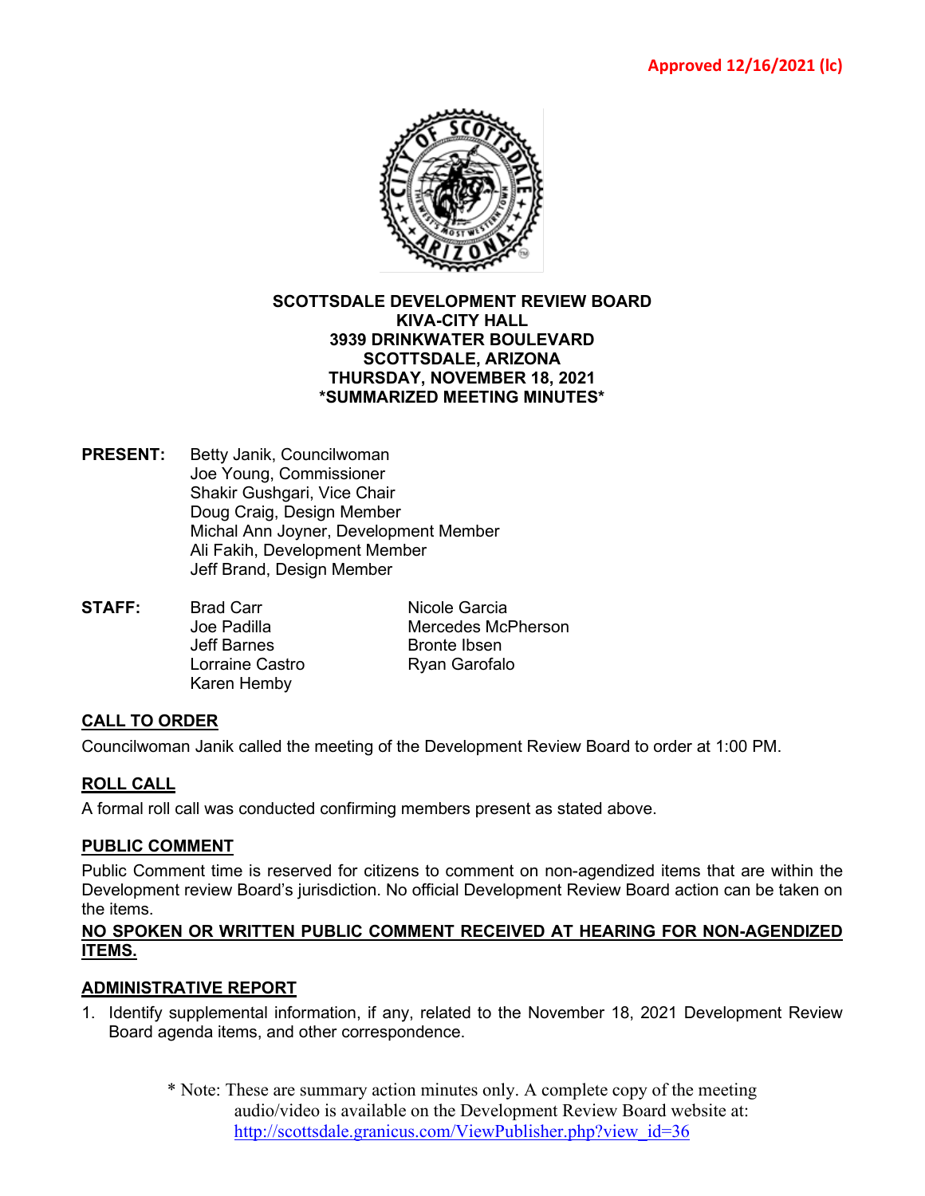Approved 12/16/2021 (lc)

**SCOTTSDALE DEVELOPMENT REVIEW BOARD**
**KIVA-CITY HALL**
**3939 DRINKWATER BOULEVARD**
**SCOTTSDALE, ARIZONA**
**THURSDAY, NOVEMBER 18, 2021**
***SUMMARIZED MEETING MINUTES***

**PRESENT:**
Betty Janik, Councilwoman
Joe Young, Commissioner
Shakir Gushgari, Vice Chair
Doug Craig, Design Member
Michal Ann Joyner, Development Member
Ali Fakih, Development Member
Jeff Brand, Design Member

**STAFF:**
Brad Carr
Joe Padilla
Jeff Barnes
Lorraine Castro
Karen Hemby
Nicole Garcia
Mercedes McPherson
Bronte Ibsen
Ryan Garofalo

## CALL TO ORDER

Councilwoman Janik called the meeting of the Development Review Board to order at 1:00 PM.

## ROLL CALL

A formal roll call was conducted confirming members present as stated above.

## PUBLIC COMMENT

Public Comment time is reserved for citizens to comment on non-agendized items that are within the Development review Board's jurisdiction. No official Development Review Board action can be taken on the items.

**NO SPOKEN OR WRITTEN PUBLIC COMMENT RECEIVED AT HEARING FOR NON-AGENDIZED ITEMS.**

## ADMINISTRATIVE REPORT

1. Identify supplemental information, if any, related to the November 18, 2021 Development Review Board agenda items, and other correspondence.

\* Note: These are summary action minutes only. A complete copy of the meeting audio/video is available on the Development Review Board website at: http://scottsdale.granicus.com/ViewPublisher.php?view_id=36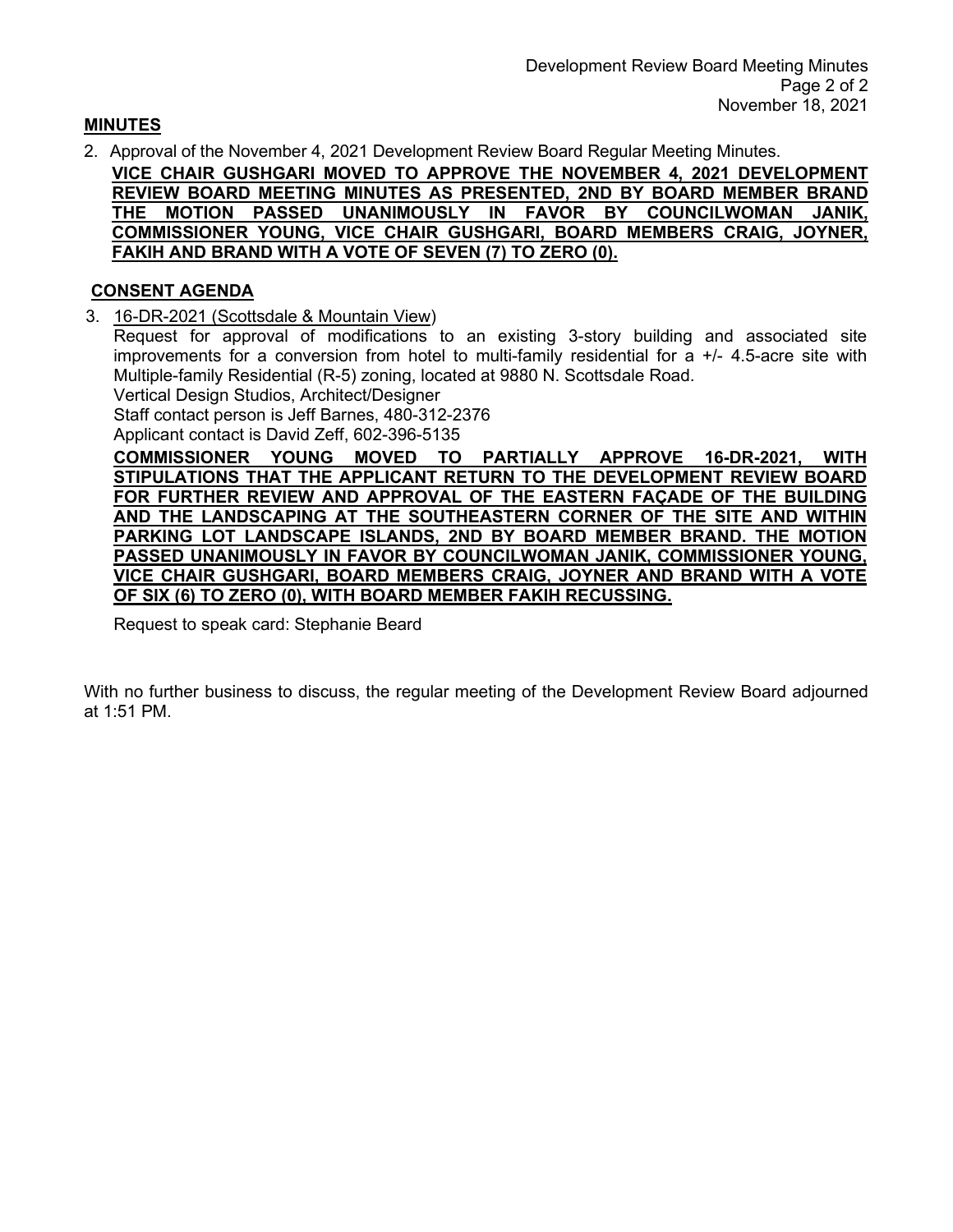## MINUTES

2. Approval of the November 4, 2021 Development Review Board Regular Meeting Minutes.

   **VICE CHAIR GUSHGARI MOVED TO APPROVE THE NOVEMBER 4, 2021 DEVELOPMENT REVIEW BOARD MEETING MINUTES AS PRESENTED, 2ND BY BOARD MEMBER BRAND THE MOTION PASSED UNANIMOUSLY IN FAVOR BY COUNCILWOMAN JANIK, COMMISSIONER YOUNG, VICE CHAIR GUSHGARI, BOARD MEMBERS CRAIG, JOYNER, FAKIH AND BRAND WITH A VOTE OF SEVEN (7) TO ZERO (0).**

## CONSENT AGENDA

3. 16-DR-2021 (Scottsdale & Mountain View)

   Request for approval of modifications to an existing 3-story building and associated site improvements for a conversion from hotel to multi-family residential for a +/- 4.5-acre site with Multiple-family Residential (R-5) zoning, located at 9880 N. Scottsdale Road.

   Vertical Design Studios, Architect/Designer

   Staff contact person is Jeff Barnes, 480-312-2376

   Applicant contact is David Zeff, 602-396-5135

   **COMMISSIONER YOUNG MOVED TO PARTIALLY APPROVE 16-DR-2021, WITH STIPULATIONS THAT THE APPLICANT RETURN TO THE DEVELOPMENT REVIEW BOARD FOR FURTHER REVIEW AND APPROVAL OF THE EASTERN FAÇADE OF THE BUILDING AND THE LANDSCAPING AT THE SOUTHEASTERN CORNER OF THE SITE AND WITHIN PARKING LOT LANDSCAPE ISLANDS, 2ND BY BOARD MEMBER BRAND. THE MOTION PASSED UNANIMOUSLY IN FAVOR BY COUNCILWOMAN JANIK, COMMISSIONER YOUNG, VICE CHAIR GUSHGARI, BOARD MEMBERS CRAIG, JOYNER AND BRAND WITH A VOTE OF SIX (6) TO ZERO (0), WITH BOARD MEMBER FAKIH RECUSSING.**

   Request to speak card: Stephanie Beard

With no further business to discuss, the regular meeting of the Development Review Board adjourned at 1:51 PM.